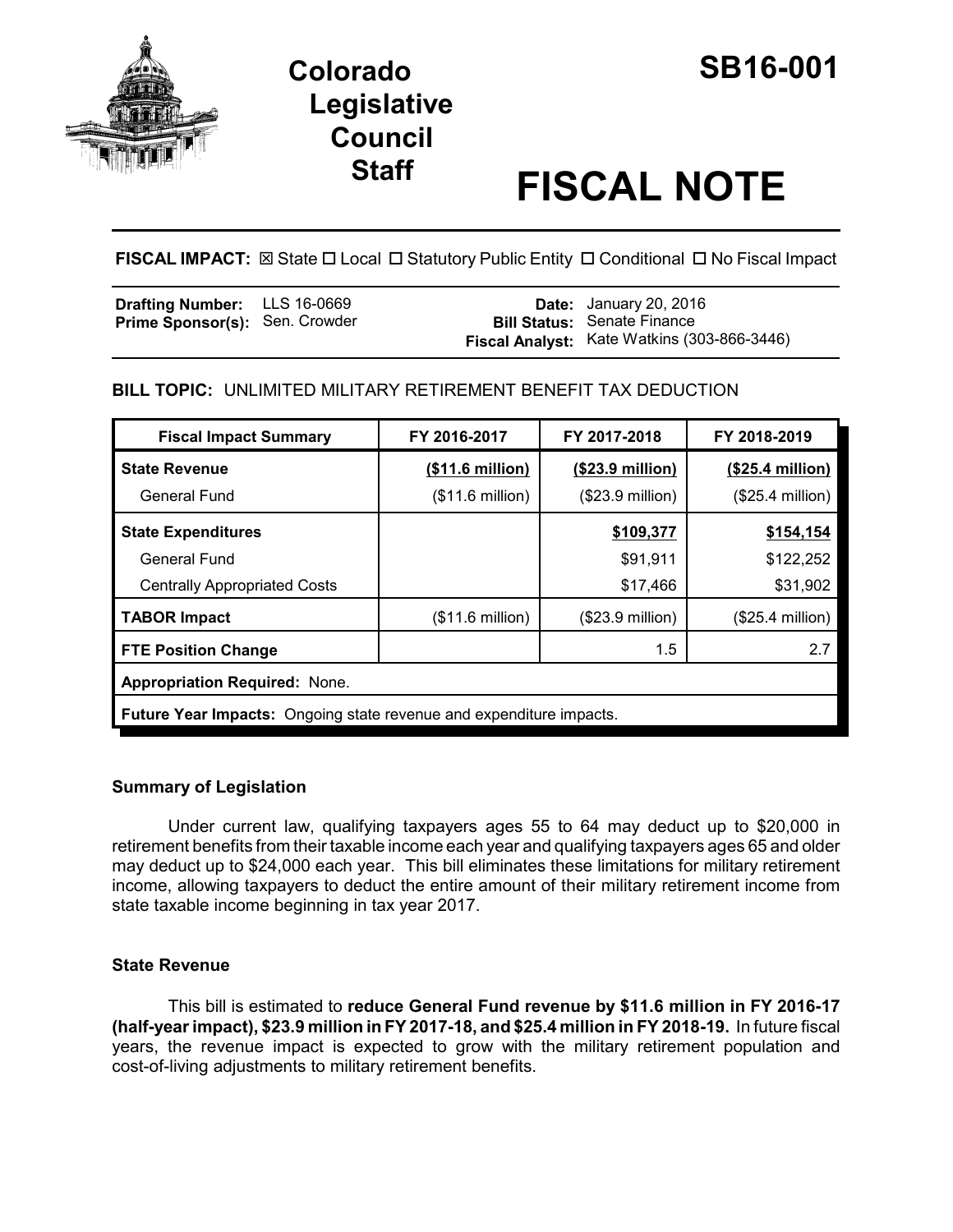# Colorado Legislative Council Staff

# SB16-001

# FISCAL NOTE

**FISCAL IMPACT:** ☒ State ☐ Local ☐ Statutory Public Entity ☐ Conditional ☐ No Fiscal Impact

| | | | |
|---|---|---|---|
| **Drafting Number:** | LLS 16-0669 | **Date:** | January 20, 2016 |
| **Prime Sponsor(s):** | Sen. Crowder | **Bill Status:** | Senate Finance |
| | | **Fiscal Analyst:** | Kate Watkins (303-866-3446) |

**BILL TOPIC:** UNLIMITED MILITARY RETIREMENT BENEFIT TAX DEDUCTION

| Fiscal Impact Summary | FY 2016-2017 | FY 2017-2018 | FY 2018-2019 |
|---|---|---|---|
| **State Revenue** | **($11.6 million)** | **($23.9 million)** | **($25.4 million)** |
| General Fund | ($11.6 million) | ($23.9 million) | ($25.4 million) |
| **State Expenditures** | | **$109,377** | **$154,154** |
| General Fund | | $91,911 | $122,252 |
| Centrally Appropriated Costs | | $17,466 | $31,902 |
| **TABOR Impact** | ($11.6 million) | ($23.9 million) | ($25.4 million) |
| **FTE Position Change** | | 1.5 | 2.7 |
| **Appropriation Required:** None. | | | |
| **Future Year Impacts:** Ongoing state revenue and expenditure impacts. | | | |

## Summary of Legislation

Under current law, qualifying taxpayers ages 55 to 64 may deduct up to $20,000 in retirement benefits from their taxable income each year and qualifying taxpayers ages 65 and older may deduct up to $24,000 each year. This bill eliminates these limitations for military retirement income, allowing taxpayers to deduct the entire amount of their military retirement income from state taxable income beginning in tax year 2017.

## State Revenue

This bill is estimated to **reduce General Fund revenue by $11.6 million in FY 2016-17 (half-year impact), $23.9 million in FY 2017-18, and $25.4 million in FY 2018-19.** In future fiscal years, the revenue impact is expected to grow with the military retirement population and cost-of-living adjustments to military retirement benefits.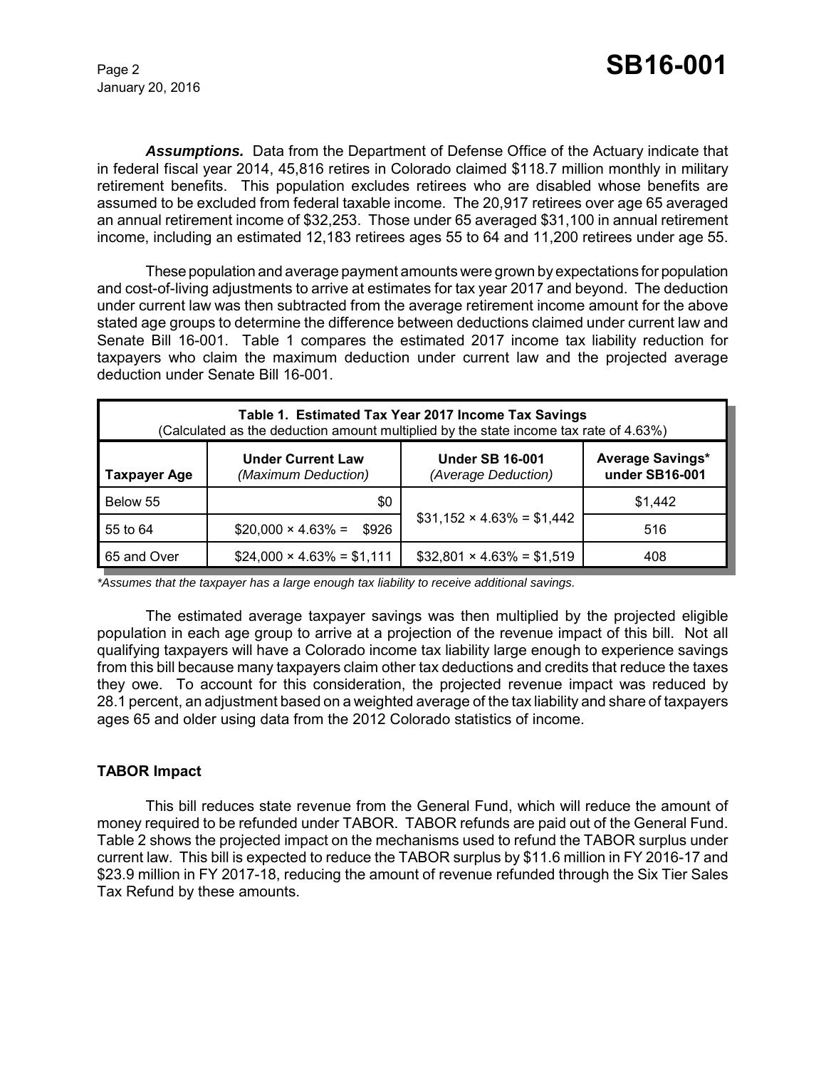***Assumptions.*** Data from the Department of Defense Office of the Actuary indicate that in federal fiscal year 2014, 45,816 retires in Colorado claimed $118.7 million monthly in military retirement benefits. This population excludes retirees who are disabled whose benefits are assumed to be excluded from federal taxable income. The 20,917 retirees over age 65 averaged an annual retirement income of $32,253. Those under 65 averaged $31,100 in annual retirement income, including an estimated 12,183 retirees ages 55 to 64 and 11,200 retirees under age 55.

These population and average payment amounts were grown by expectations for population and cost-of-living adjustments to arrive at estimates for tax year 2017 and beyond. The deduction under current law was then subtracted from the average retirement income amount for the above stated age groups to determine the difference between deductions claimed under current law and Senate Bill 16-001. Table 1 compares the estimated 2017 income tax liability reduction for taxpayers who claim the maximum deduction under current law and the projected average deduction under Senate Bill 16-001.

**Table 1. Estimated Tax Year 2017 Income Tax Savings**
(Calculated as the deduction amount multiplied by the state income tax rate of 4.63%)

| Taxpayer Age | Under Current Law *(Maximum Deduction)* | Under SB 16-001 *(Average Deduction)* | Average Savings* under SB16-001 |
|---|---|---|---|
| Below 55 | $0 | $31,152 × 4.63% = $1,442 | $1,442 |
| 55 to 64 | $20,000 × 4.63% = $926 | | 516 |
| 65 and Over | $24,000 × 4.63% = $1,111 | $32,801 × 4.63% = $1,519 | 408 |

**Assumes that the taxpayer has a large enough tax liability to receive additional savings.*

The estimated average taxpayer savings was then multiplied by the projected eligible population in each age group to arrive at a projection of the revenue impact of this bill. Not all qualifying taxpayers will have a Colorado income tax liability large enough to experience savings from this bill because many taxpayers claim other tax deductions and credits that reduce the taxes they owe. To account for this consideration, the projected revenue impact was reduced by 28.1 percent, an adjustment based on a weighted average of the tax liability and share of taxpayers ages 65 and older using data from the 2012 Colorado statistics of income.

**TABOR Impact**

This bill reduces state revenue from the General Fund, which will reduce the amount of money required to be refunded under TABOR. TABOR refunds are paid out of the General Fund. Table 2 shows the projected impact on the mechanisms used to refund the TABOR surplus under current law. This bill is expected to reduce the TABOR surplus by $11.6 million in FY 2016-17 and $23.9 million in FY 2017-18, reducing the amount of revenue refunded through the Six Tier Sales Tax Refund by these amounts.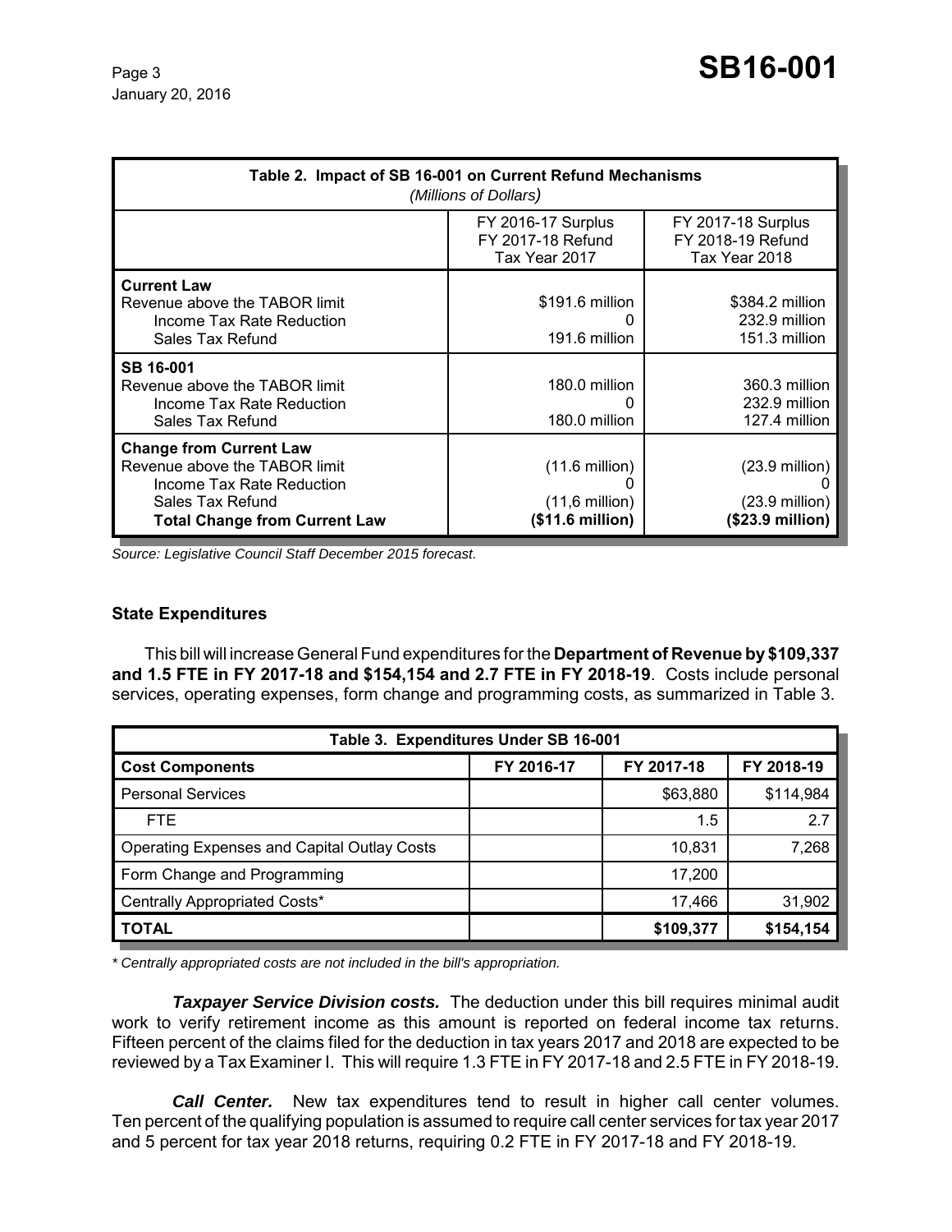| Table 2. Impact of SB 16-001 on Current Refund Mechanisms *(Millions of Dollars)* | | |
|---|---|---|
| | FY 2016-17 Surplus FY 2017-18 Refund Tax Year 2017 | FY 2017-18 Surplus FY 2018-19 Refund Tax Year 2018 |
| **Current Law** | | |
| Revenue above the TABOR limit | $191.6 million | $384.2 million |
| Income Tax Rate Reduction | 0 | 232.9 million |
| Sales Tax Refund | 191.6 million | 151.3 million |
| **SB 16-001** | | |
| Revenue above the TABOR limit | 180.0 million | 360.3 million |
| Income Tax Rate Reduction | 0 | 232.9 million |
| Sales Tax Refund | 180.0 million | 127.4 million |
| **Change from Current Law** | | |
| Revenue above the TABOR limit | (11.6 million) | (23.9 million) |
| Income Tax Rate Reduction | 0 | 0 |
| Sales Tax Refund | (11,6 million) | (23.9 million) |
| **Total Change from Current Law** | **($11.6 million)** | **($23.9 million)** |

*Source: Legislative Council Staff December 2015 forecast.*

### State Expenditures

This bill will increase General Fund expenditures for the **Department of Revenue by $109,337 and 1.5 FTE in FY 2017-18 and $154,154 and 2.7 FTE in FY 2018-19**. Costs include personal services, operating expenses, form change and programming costs, as summarized in Table 3.

| Table 3. Expenditures Under SB 16-001 | | | |
|---|---|---|---|
| **Cost Components** | **FY 2016-17** | **FY 2017-18** | **FY 2018-19** |
| Personal Services | | $63,880 | $114,984 |
| FTE | | 1.5 | 2.7 |
| Operating Expenses and Capital Outlay Costs | | 10,831 | 7,268 |
| Form Change and Programming | | 17,200 | |
| Centrally Appropriated Costs* | | 17,466 | 31,902 |
| **TOTAL** | | **$109,377** | **$154,154** |

*\* Centrally appropriated costs are not included in the bill's appropriation.*

***Taxpayer Service Division costs.*** The deduction under this bill requires minimal audit work to verify retirement income as this amount is reported on federal income tax returns. Fifteen percent of the claims filed for the deduction in tax years 2017 and 2018 are expected to be reviewed by a Tax Examiner I. This will require 1.3 FTE in FY 2017-18 and 2.5 FTE in FY 2018-19.

***Call Center.*** New tax expenditures tend to result in higher call center volumes. Ten percent of the qualifying population is assumed to require call center services for tax year 2017 and 5 percent for tax year 2018 returns, requiring 0.2 FTE in FY 2017-18 and FY 2018-19.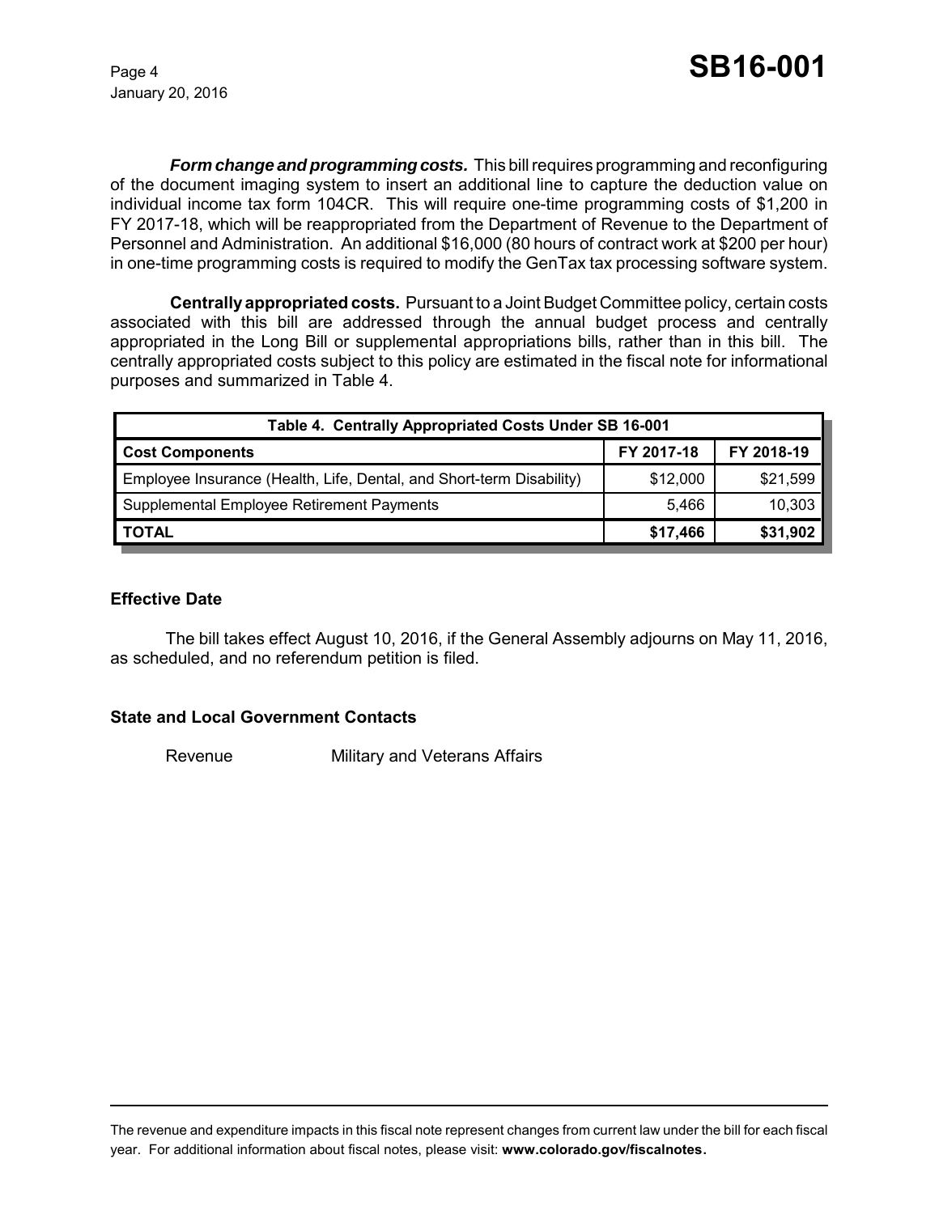***Form change and programming costs.*** This bill requires programming and reconfiguring of the document imaging system to insert an additional line to capture the deduction value on individual income tax form 104CR. This will require one-time programming costs of $1,200 in FY 2017-18, which will be reappropriated from the Department of Revenue to the Department of Personnel and Administration. An additional $16,000 (80 hours of contract work at $200 per hour) in one-time programming costs is required to modify the GenTax tax processing software system.

**Centrally appropriated costs.** Pursuant to a Joint Budget Committee policy, certain costs associated with this bill are addressed through the annual budget process and centrally appropriated in the Long Bill or supplemental appropriations bills, rather than in this bill. The centrally appropriated costs subject to this policy are estimated in the fiscal note for informational purposes and summarized in Table 4.

**Table 4. Centrally Appropriated Costs Under SB 16-001**

| Cost Components | FY 2017-18 | FY 2018-19 |
| --- | --- | --- |
| Employee Insurance (Health, Life, Dental, and Short-term Disability) | $12,000 | $21,599 |
| Supplemental Employee Retirement Payments | 5,466 | 10,303 |
| **TOTAL** | **$17,466** | **$31,902** |

### Effective Date

The bill takes effect August 10, 2016, if the General Assembly adjourns on May 11, 2016, as scheduled, and no referendum petition is filed.

### State and Local Government Contacts

Revenue Military and Veterans Affairs

The revenue and expenditure impacts in this fiscal note represent changes from current law under the bill for each fiscal year. For additional information about fiscal notes, please visit: **www.colorado.gov/fiscalnotes.**